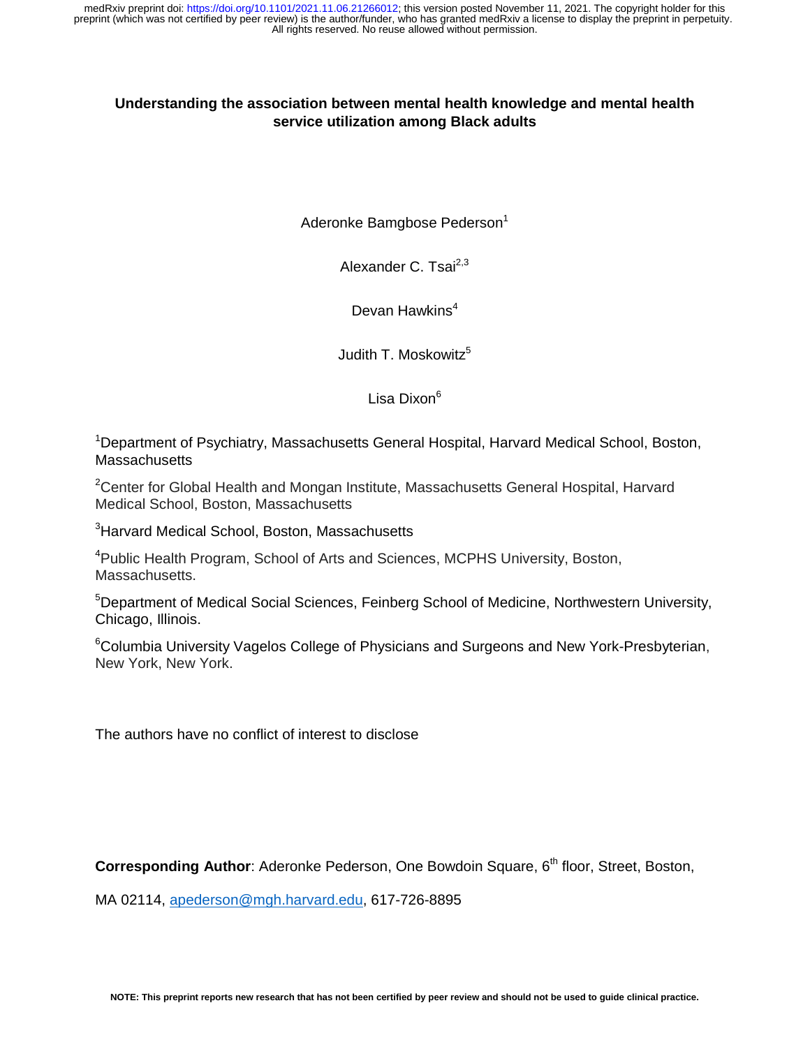# Understanding the association between mental health knowledge and mental health service utilization among Black adults

Aderonke Bamgbose Pederson[1]

Alexander C. Tsai[2,3]

Devan Hawkins[4]

Judith T. Moskowitz[5]

Lisa Dixon[6]

[1]Department of Psychiatry, Massachusetts General Hospital, Harvard Medical School, Boston, Massachusetts

[2]Center for Global Health and Mongan Institute, Massachusetts General Hospital, Harvard Medical School, Boston, Massachusetts

[3]Harvard Medical School, Boston, Massachusetts

[4]Public Health Program, School of Arts and Sciences, MCPHS University, Boston, Massachusetts.

[5]Department of Medical Social Sciences, Feinberg School of Medicine, Northwestern University, Chicago, Illinois.

[6]Columbia University Vagelos College of Physicians and Surgeons and New York-Presbyterian, New York, New York.

The authors have no conflict of interest to disclose

**Corresponding Author**: Aderonke Pederson, One Bowdoin Square, 6th floor, Street, Boston, MA 02114, apederson@mgh.harvard.edu, 617-726-8895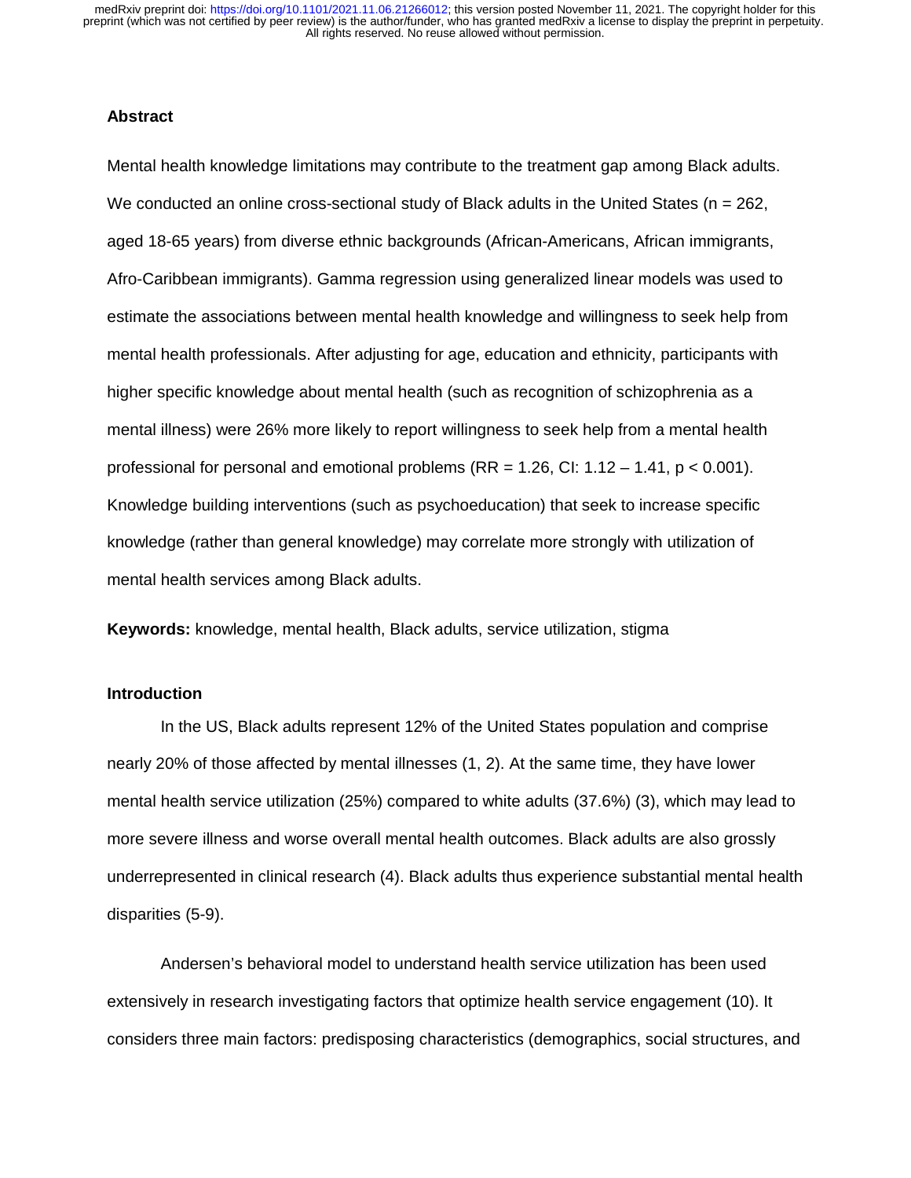## Abstract

Mental health knowledge limitations may contribute to the treatment gap among Black adults. We conducted an online cross-sectional study of Black adults in the United States (n = 262, aged 18-65 years) from diverse ethnic backgrounds (African-Americans, African immigrants, Afro-Caribbean immigrants). Gamma regression using generalized linear models was used to estimate the associations between mental health knowledge and willingness to seek help from mental health professionals. After adjusting for age, education and ethnicity, participants with higher specific knowledge about mental health (such as recognition of schizophrenia as a mental illness) were 26% more likely to report willingness to seek help from a mental health professional for personal and emotional problems (RR = 1.26, CI: 1.12 – 1.41, $p < 0.001$). Knowledge building interventions (such as psychoeducation) that seek to increase specific knowledge (rather than general knowledge) may correlate more strongly with utilization of mental health services among Black adults.

**Keywords:** knowledge, mental health, Black adults, service utilization, stigma

## Introduction

In the US, Black adults represent 12% of the United States population and comprise nearly 20% of those affected by mental illnesses (1, 2). At the same time, they have lower mental health service utilization (25%) compared to white adults (37.6%) (3), which may lead to more severe illness and worse overall mental health outcomes. Black adults are also grossly underrepresented in clinical research (4). Black adults thus experience substantial mental health disparities (5-9).

Andersen's behavioral model to understand health service utilization has been used extensively in research investigating factors that optimize health service engagement (10). It considers three main factors: predisposing characteristics (demographics, social structures, and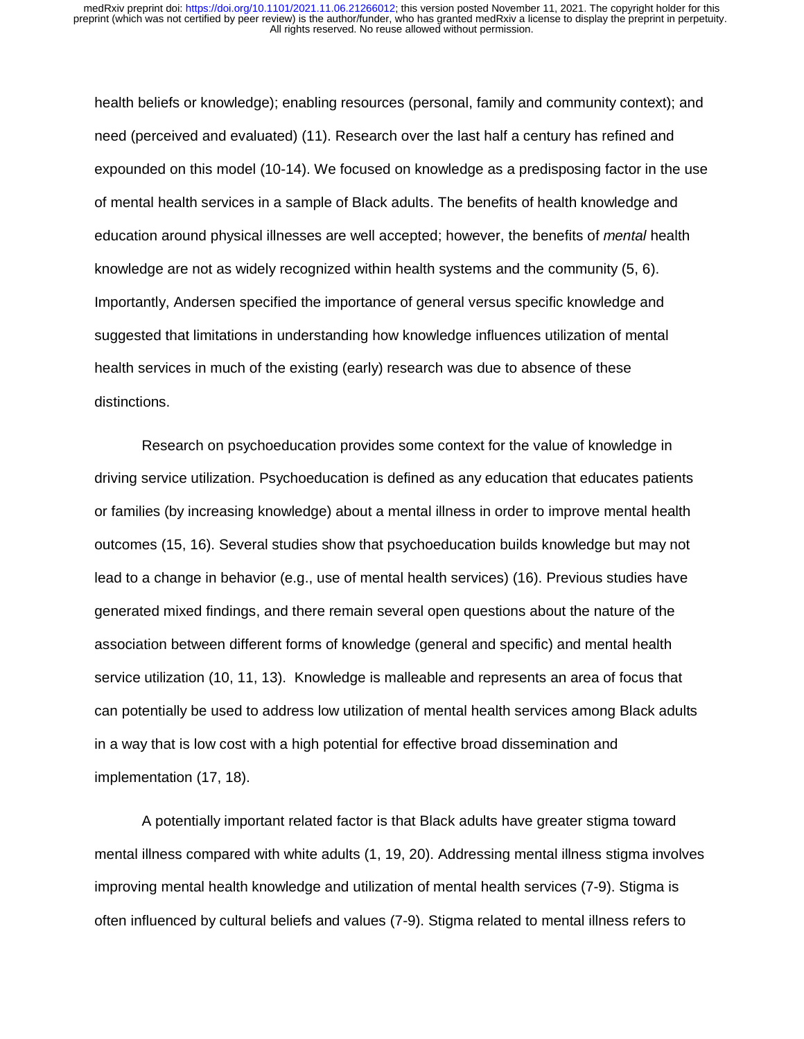health beliefs or knowledge); enabling resources (personal, family and community context); and need (perceived and evaluated) (11). Research over the last half a century has refined and expounded on this model (10-14). We focused on knowledge as a predisposing factor in the use of mental health services in a sample of Black adults. The benefits of health knowledge and education around physical illnesses are well accepted; however, the benefits of *mental* health knowledge are not as widely recognized within health systems and the community (5, 6). Importantly, Andersen specified the importance of general versus specific knowledge and suggested that limitations in understanding how knowledge influences utilization of mental health services in much of the existing (early) research was due to absence of these distinctions.

Research on psychoeducation provides some context for the value of knowledge in driving service utilization. Psychoeducation is defined as any education that educates patients or families (by increasing knowledge) about a mental illness in order to improve mental health outcomes (15, 16). Several studies show that psychoeducation builds knowledge but may not lead to a change in behavior (e.g., use of mental health services) (16). Previous studies have generated mixed findings, and there remain several open questions about the nature of the association between different forms of knowledge (general and specific) and mental health service utilization (10, 11, 13). Knowledge is malleable and represents an area of focus that can potentially be used to address low utilization of mental health services among Black adults in a way that is low cost with a high potential for effective broad dissemination and implementation (17, 18).

A potentially important related factor is that Black adults have greater stigma toward mental illness compared with white adults (1, 19, 20). Addressing mental illness stigma involves improving mental health knowledge and utilization of mental health services (7-9). Stigma is often influenced by cultural beliefs and values (7-9). Stigma related to mental illness refers to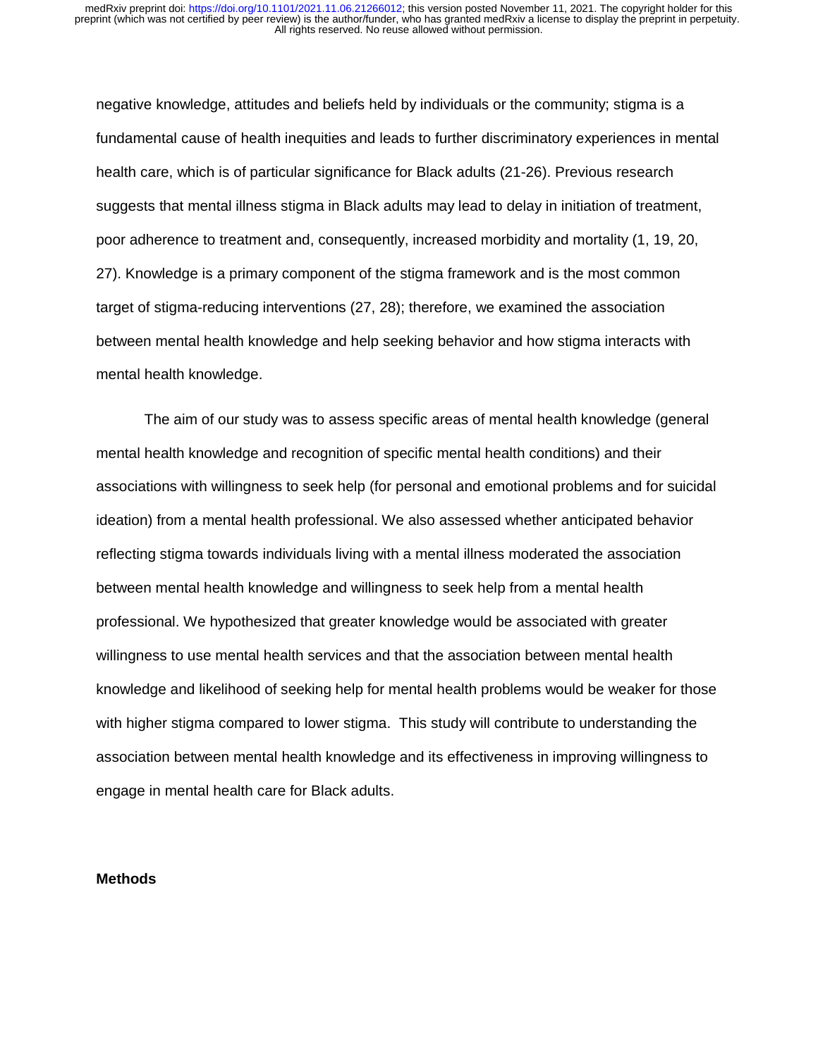negative knowledge, attitudes and beliefs held by individuals or the community; stigma is a fundamental cause of health inequities and leads to further discriminatory experiences in mental health care, which is of particular significance for Black adults (21-26). Previous research suggests that mental illness stigma in Black adults may lead to delay in initiation of treatment, poor adherence to treatment and, consequently, increased morbidity and mortality (1, 19, 20, 27). Knowledge is a primary component of the stigma framework and is the most common target of stigma-reducing interventions (27, 28); therefore, we examined the association between mental health knowledge and help seeking behavior and how stigma interacts with mental health knowledge.

The aim of our study was to assess specific areas of mental health knowledge (general mental health knowledge and recognition of specific mental health conditions) and their associations with willingness to seek help (for personal and emotional problems and for suicidal ideation) from a mental health professional. We also assessed whether anticipated behavior reflecting stigma towards individuals living with a mental illness moderated the association between mental health knowledge and willingness to seek help from a mental health professional. We hypothesized that greater knowledge would be associated with greater willingness to use mental health services and that the association between mental health knowledge and likelihood of seeking help for mental health problems would be weaker for those with higher stigma compared to lower stigma. This study will contribute to understanding the association between mental health knowledge and its effectiveness in improving willingness to engage in mental health care for Black adults.

## Methods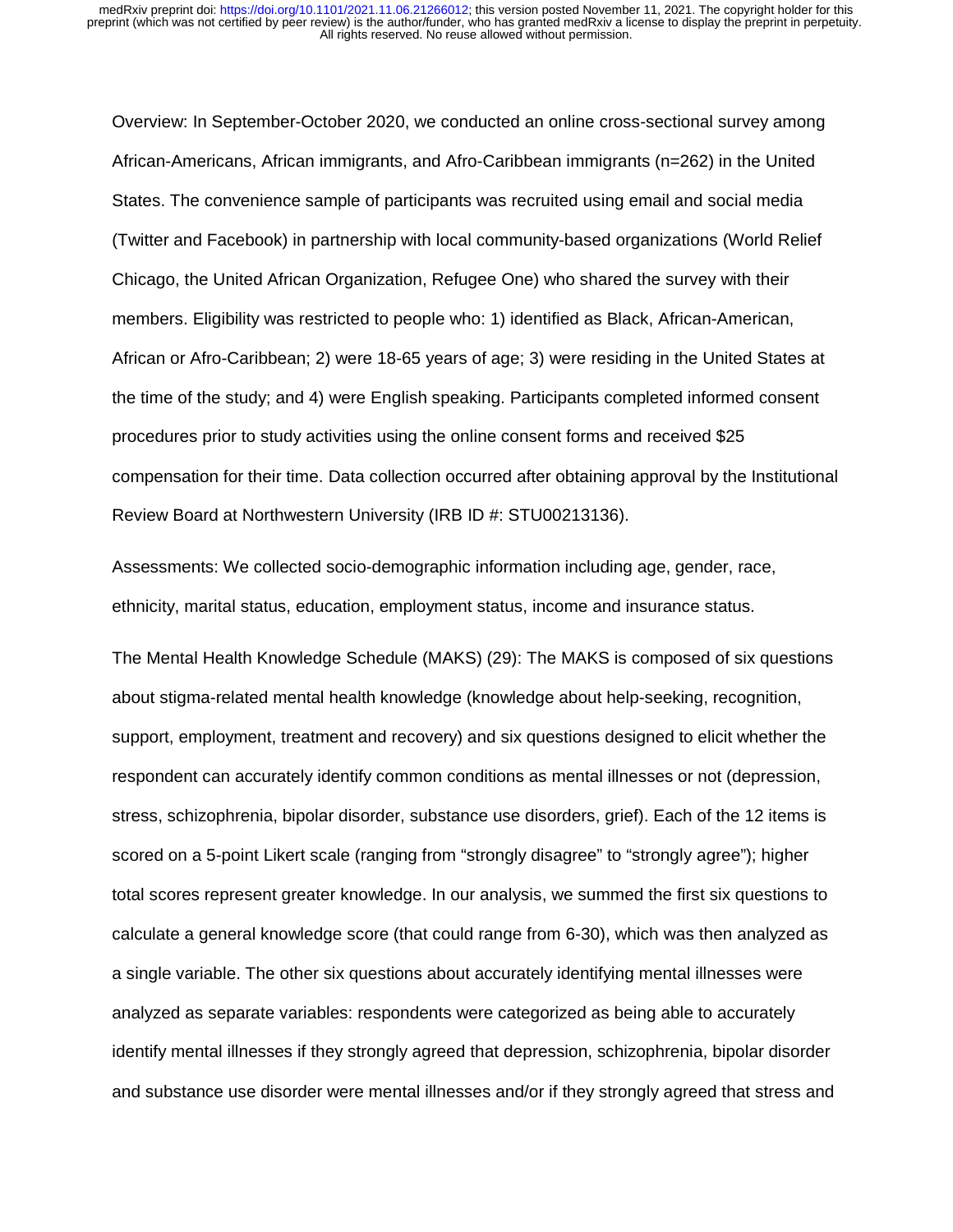Overview: In September-October 2020, we conducted an online cross-sectional survey among African-Americans, African immigrants, and Afro-Caribbean immigrants (n=262) in the United States. The convenience sample of participants was recruited using email and social media (Twitter and Facebook) in partnership with local community-based organizations (World Relief Chicago, the United African Organization, Refugee One) who shared the survey with their members. Eligibility was restricted to people who: 1) identified as Black, African-American, African or Afro-Caribbean; 2) were 18-65 years of age; 3) were residing in the United States at the time of the study; and 4) were English speaking. Participants completed informed consent procedures prior to study activities using the online consent forms and received $25 compensation for their time. Data collection occurred after obtaining approval by the Institutional Review Board at Northwestern University (IRB ID #: STU00213136).

Assessments: We collected socio-demographic information including age, gender, race, ethnicity, marital status, education, employment status, income and insurance status.

The Mental Health Knowledge Schedule (MAKS) (29): The MAKS is composed of six questions about stigma-related mental health knowledge (knowledge about help-seeking, recognition, support, employment, treatment and recovery) and six questions designed to elicit whether the respondent can accurately identify common conditions as mental illnesses or not (depression, stress, schizophrenia, bipolar disorder, substance use disorders, grief). Each of the 12 items is scored on a 5-point Likert scale (ranging from "strongly disagree" to "strongly agree"); higher total scores represent greater knowledge. In our analysis, we summed the first six questions to calculate a general knowledge score (that could range from 6-30), which was then analyzed as a single variable. The other six questions about accurately identifying mental illnesses were analyzed as separate variables: respondents were categorized as being able to accurately identify mental illnesses if they strongly agreed that depression, schizophrenia, bipolar disorder and substance use disorder were mental illnesses and/or if they strongly agreed that stress and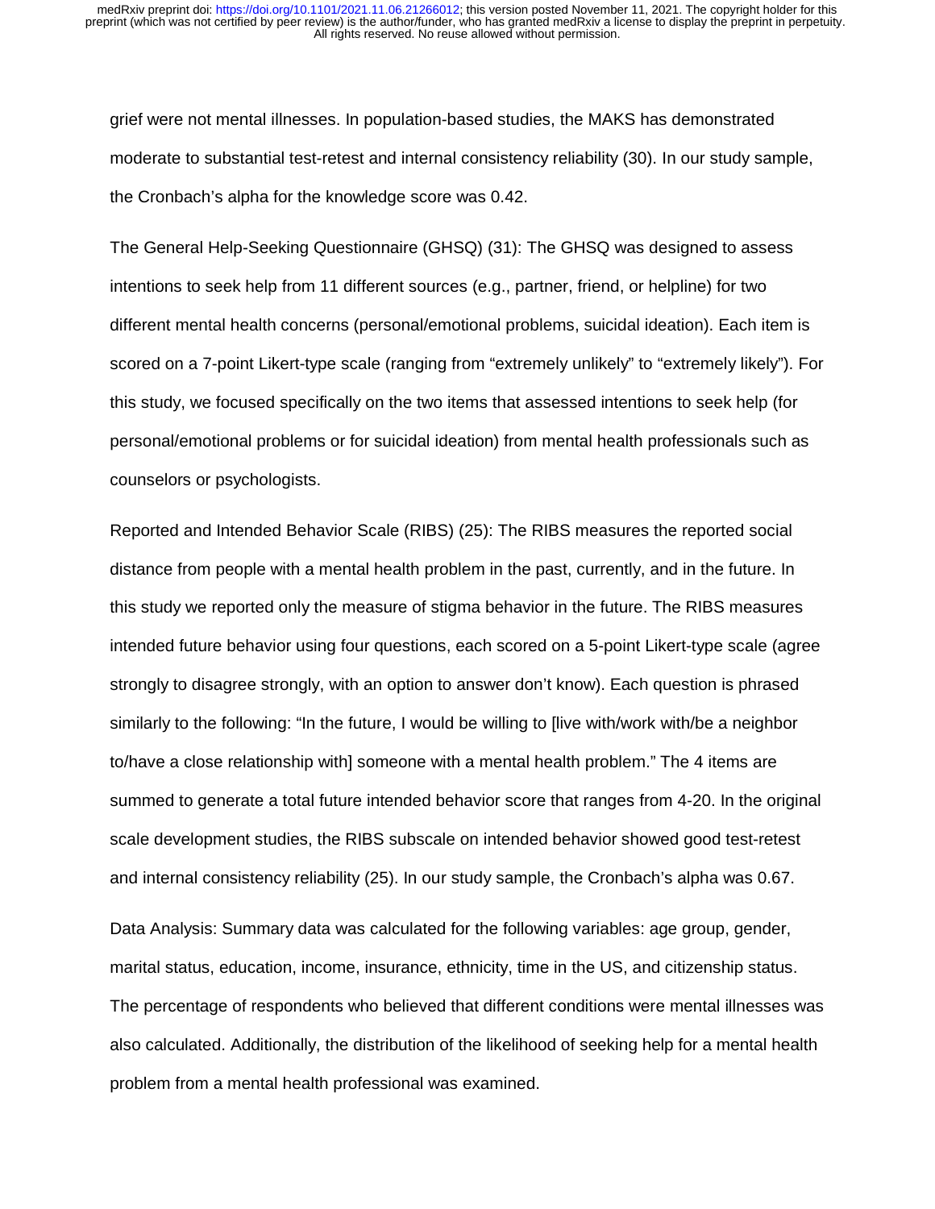grief were not mental illnesses. In population-based studies, the MAKS has demonstrated moderate to substantial test-retest and internal consistency reliability (30). In our study sample, the Cronbach's alpha for the knowledge score was 0.42.

The General Help-Seeking Questionnaire (GHSQ) (31): The GHSQ was designed to assess intentions to seek help from 11 different sources (e.g., partner, friend, or helpline) for two different mental health concerns (personal/emotional problems, suicidal ideation). Each item is scored on a 7-point Likert-type scale (ranging from "extremely unlikely" to "extremely likely"). For this study, we focused specifically on the two items that assessed intentions to seek help (for personal/emotional problems or for suicidal ideation) from mental health professionals such as counselors or psychologists.

Reported and Intended Behavior Scale (RIBS) (25): The RIBS measures the reported social distance from people with a mental health problem in the past, currently, and in the future. In this study we reported only the measure of stigma behavior in the future. The RIBS measures intended future behavior using four questions, each scored on a 5-point Likert-type scale (agree strongly to disagree strongly, with an option to answer don't know). Each question is phrased similarly to the following: "In the future, I would be willing to [live with/work with/be a neighbor to/have a close relationship with] someone with a mental health problem." The 4 items are summed to generate a total future intended behavior score that ranges from 4-20. In the original scale development studies, the RIBS subscale on intended behavior showed good test-retest and internal consistency reliability (25). In our study sample, the Cronbach's alpha was 0.67.

Data Analysis: Summary data was calculated for the following variables: age group, gender, marital status, education, income, insurance, ethnicity, time in the US, and citizenship status. The percentage of respondents who believed that different conditions were mental illnesses was also calculated. Additionally, the distribution of the likelihood of seeking help for a mental health problem from a mental health professional was examined.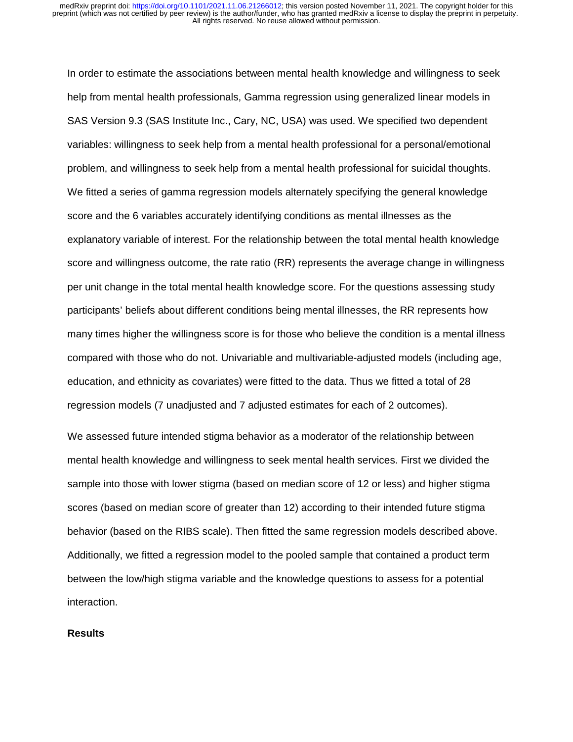In order to estimate the associations between mental health knowledge and willingness to seek help from mental health professionals, Gamma regression using generalized linear models in SAS Version 9.3 (SAS Institute Inc., Cary, NC, USA) was used. We specified two dependent variables: willingness to seek help from a mental health professional for a personal/emotional problem, and willingness to seek help from a mental health professional for suicidal thoughts. We fitted a series of gamma regression models alternately specifying the general knowledge score and the 6 variables accurately identifying conditions as mental illnesses as the explanatory variable of interest. For the relationship between the total mental health knowledge score and willingness outcome, the rate ratio (RR) represents the average change in willingness per unit change in the total mental health knowledge score. For the questions assessing study participants' beliefs about different conditions being mental illnesses, the RR represents how many times higher the willingness score is for those who believe the condition is a mental illness compared with those who do not. Univariable and multivariable-adjusted models (including age, education, and ethnicity as covariates) were fitted to the data. Thus we fitted a total of 28 regression models (7 unadjusted and 7 adjusted estimates for each of 2 outcomes).

We assessed future intended stigma behavior as a moderator of the relationship between mental health knowledge and willingness to seek mental health services. First we divided the sample into those with lower stigma (based on median score of 12 or less) and higher stigma scores (based on median score of greater than 12) according to their intended future stigma behavior (based on the RIBS scale). Then fitted the same regression models described above. Additionally, we fitted a regression model to the pooled sample that contained a product term between the low/high stigma variable and the knowledge questions to assess for a potential interaction.

## Results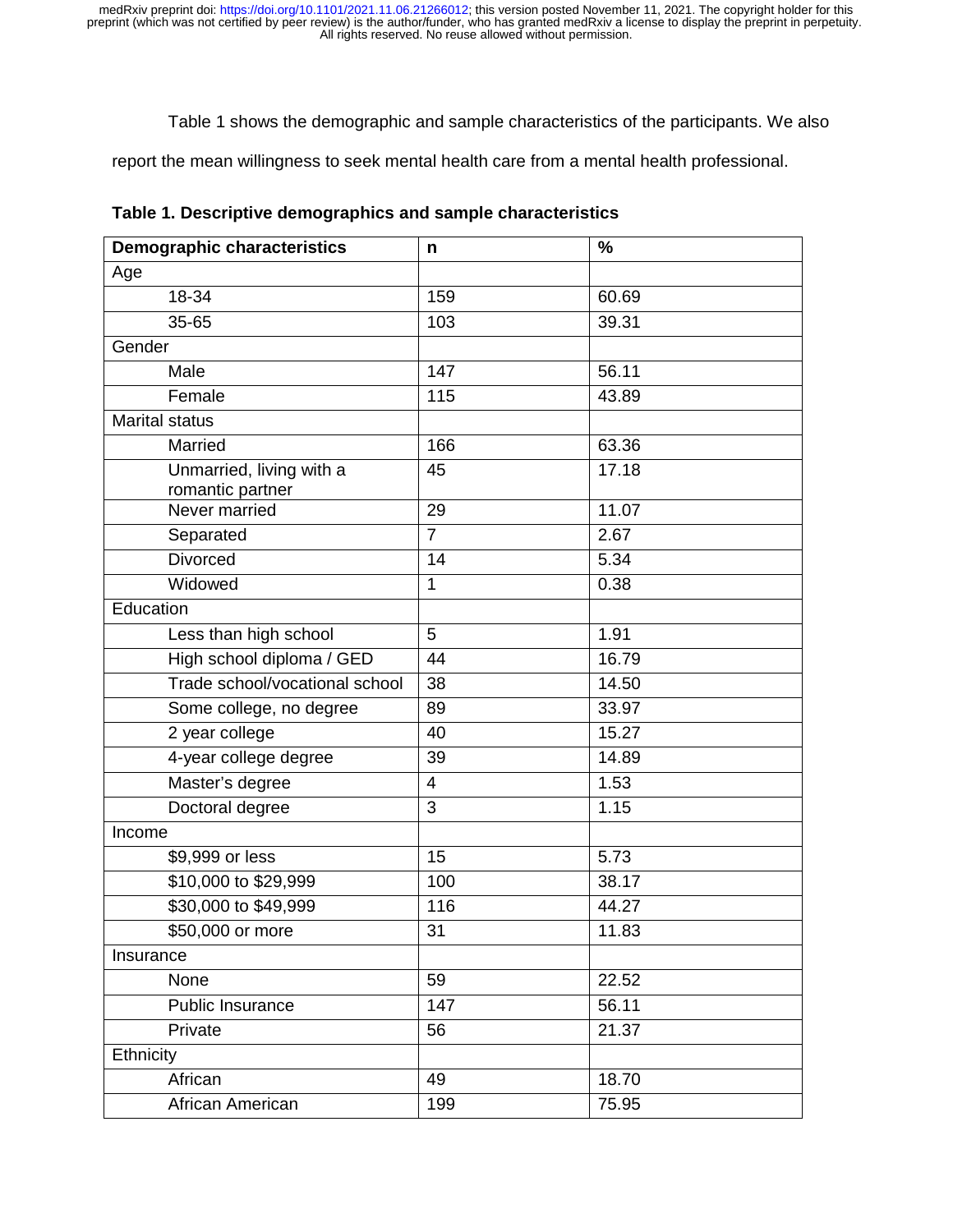Table 1 shows the demographic and sample characteristics of the participants. We also report the mean willingness to seek mental health care from a mental health professional.

**Table 1. Descriptive demographics and sample characteristics**

| Demographic characteristics | n | % |
|---|---|---|
| Age | | |
| 18-34 | 159 | 60.69 |
| 35-65 | 103 | 39.31 |
| Gender | | |
| Male | 147 | 56.11 |
| Female | 115 | 43.89 |
| Marital status | | |
| Married | 166 | 63.36 |
| Unmarried, living with a romantic partner | 45 | 17.18 |
| Never married | 29 | 11.07 |
| Separated | 7 | 2.67 |
| Divorced | 14 | 5.34 |
| Widowed | 1 | 0.38 |
| Education | | |
| Less than high school | 5 | 1.91 |
| High school diploma / GED | 44 | 16.79 |
| Trade school/vocational school | 38 | 14.50 |
| Some college, no degree | 89 | 33.97 |
| 2 year college | 40 | 15.27 |
| 4-year college degree | 39 | 14.89 |
| Master's degree | 4 | 1.53 |
| Doctoral degree | 3 | 1.15 |
| Income | | |
| $9,999 or less | 15 | 5.73 |
| $10,000 to $29,999 | 100 | 38.17 |
| $30,000 to $49,999 | 116 | 44.27 |
| $50,000 or more | 31 | 11.83 |
| Insurance | | |
| None | 59 | 22.52 |
| Public Insurance | 147 | 56.11 |
| Private | 56 | 21.37 |
| Ethnicity | | |
| African | 49 | 18.70 |
| African American | 199 | 75.95 |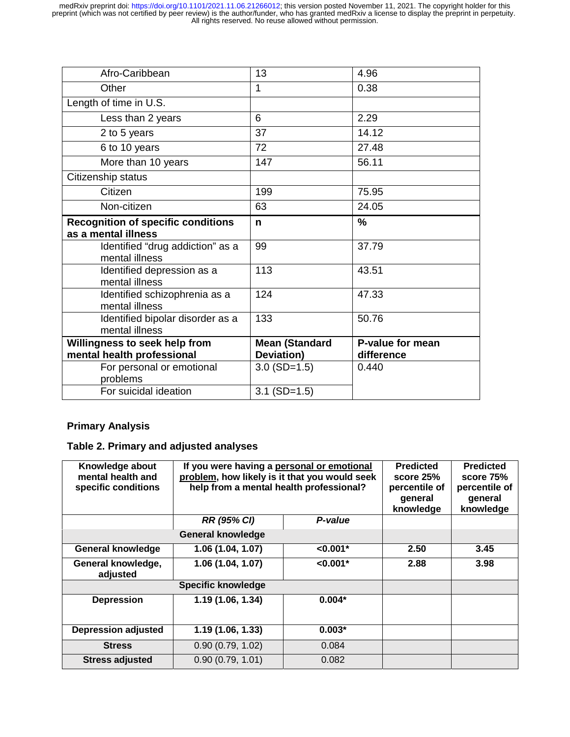| | | |
|---|---|---|
| Afro-Caribbean | 13 | 4.96 |
| Other | 1 | 0.38 |
| Length of time in U.S. | | |
| Less than 2 years | 6 | 2.29 |
| 2 to 5 years | 37 | 14.12 |
| 6 to 10 years | 72 | 27.48 |
| More than 10 years | 147 | 56.11 |
| Citizenship status | | |
| Citizen | 199 | 75.95 |
| Non-citizen | 63 | 24.05 |
| **Recognition of specific conditions as a mental illness** | **n** | **%** |
| Identified "drug addiction" as a mental illness | 99 | 37.79 |
| Identified depression as a mental illness | 113 | 43.51 |
| Identified schizophrenia as a mental illness | 124 | 47.33 |
| Identified bipolar disorder as a mental illness | 133 | 50.76 |
| **Willingness to seek help from mental health professional** | **Mean (Standard Deviation)** | **P-value for mean difference** |
| For personal or emotional problems | 3.0 (SD=1.5) | 0.440 |
| For suicidal ideation | 3.1 (SD=1.5) | |

**Primary Analysis**

**Table 2. Primary and adjusted analyses**

| **Knowledge about mental health and specific conditions** | **If you were having a personal or emotional problem, how likely is it that you would seek help from a mental health professional?** | | **Predicted score 25% percentile of general knowledge** | **Predicted score 75% percentile of general knowledge** |
|---|---|---|---|---|
| | ***RR (95% CI)*** | ***P-value*** | | |
| | **General knowledge** | | | |
| **General knowledge** | **1.06 (1.04, 1.07)** | **<0.001*** | **2.50** | **3.45** |
| **General knowledge, adjusted** | **1.06 (1.04, 1.07)** | **<0.001*** | **2.88** | **3.98** |
| | **Specific knowledge** | | | |
| **Depression** | **1.19 (1.06, 1.34)** | **0.004*** | | |
| **Depression adjusted** | **1.19 (1.06, 1.33)** | **0.003*** | | |
| **Stress** | 0.90 (0.79, 1.02) | 0.084 | | |
| **Stress adjusted** | 0.90 (0.79, 1.01) | 0.082 | | |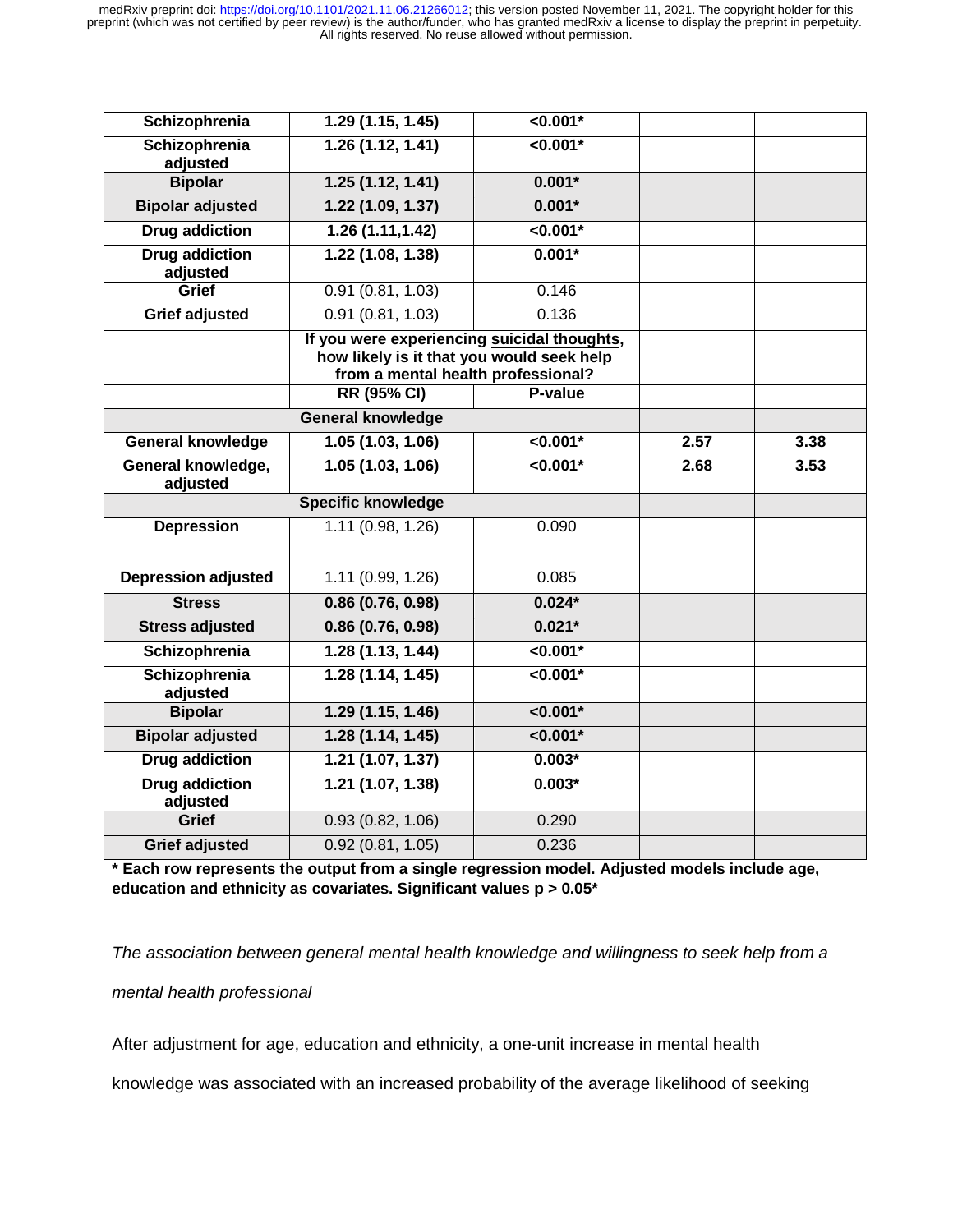| | | | | |
|---|---|---|---|---|
| **Schizophrenia** | **1.29 (1.15, 1.45)** | **<0.001*** | | |
| **Schizophrenia adjusted** | **1.26 (1.12, 1.41)** | **<0.001*** | | |
| **Bipolar** | **1.25 (1.12, 1.41)** | **0.001*** | | |
| **Bipolar adjusted** | **1.22 (1.09, 1.37)** | **0.001*** | | |
| **Drug addiction** | **1.26 (1.11,1.42)** | **<0.001*** | | |
| **Drug addiction adjusted** | **1.22 (1.08, 1.38)** | **0.001*** | | |
| **Grief** | 0.91 (0.81, 1.03) | 0.146 | | |
| **Grief adjusted** | 0.91 (0.81, 1.03) | 0.136 | | |
| | **If you were experiencing suicidal thoughts, how likely is it that you would seek help from a mental health professional?** | | | |
| | **RR (95% CI)** | **P-value** | | |
| | **General knowledge** | | | |
| **General knowledge** | **1.05 (1.03, 1.06)** | **<0.001*** | **2.57** | **3.38** |
| **General knowledge, adjusted** | **1.05 (1.03, 1.06)** | **<0.001*** | **2.68** | **3.53** |
| | **Specific knowledge** | | | |
| **Depression** | 1.11 (0.98, 1.26) | 0.090 | | |
| **Depression adjusted** | 1.11 (0.99, 1.26) | 0.085 | | |
| **Stress** | **0.86 (0.76, 0.98)** | **0.024*** | | |
| **Stress adjusted** | **0.86 (0.76, 0.98)** | **0.021*** | | |
| **Schizophrenia** | **1.28 (1.13, 1.44)** | **<0.001*** | | |
| **Schizophrenia adjusted** | **1.28 (1.14, 1.45)** | **<0.001*** | | |
| **Bipolar** | **1.29 (1.15, 1.46)** | **<0.001*** | | |
| **Bipolar adjusted** | **1.28 (1.14, 1.45)** | **<0.001*** | | |
| **Drug addiction** | **1.21 (1.07, 1.37)** | **0.003*** | | |
| **Drug addiction adjusted** | **1.21 (1.07, 1.38)** | **0.003*** | | |
| **Grief** | 0.93 (0.82, 1.06) | 0.290 | | |
| **Grief adjusted** | 0.92 (0.81, 1.05) | 0.236 | | |

**\* Each row represents the output from a single regression model. Adjusted models include age, education and ethnicity as covariates. Significant values p > 0.05***

*The association between general mental health knowledge and willingness to seek help from a mental health professional*

After adjustment for age, education and ethnicity, a one-unit increase in mental health knowledge was associated with an increased probability of the average likelihood of seeking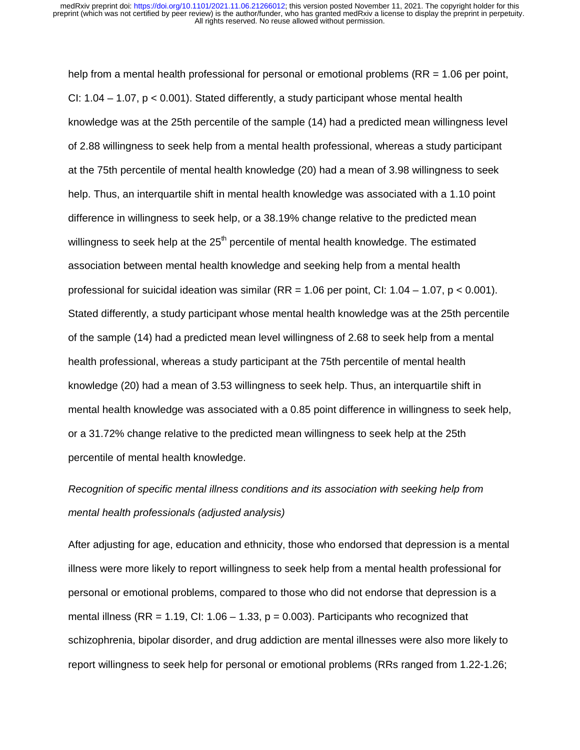help from a mental health professional for personal or emotional problems (RR = 1.06 per point, CI: 1.04 – 1.07, $p < 0.001$). Stated differently, a study participant whose mental health knowledge was at the 25th percentile of the sample (14) had a predicted mean willingness level of 2.88 willingness to seek help from a mental health professional, whereas a study participant at the 75th percentile of mental health knowledge (20) had a mean of 3.98 willingness to seek help. Thus, an interquartile shift in mental health knowledge was associated with a 1.10 point difference in willingness to seek help, or a 38.19% change relative to the predicted mean willingness to seek help at the $25^{th}$ percentile of mental health knowledge. The estimated association between mental health knowledge and seeking help from a mental health professional for suicidal ideation was similar (RR = 1.06 per point, CI: 1.04 – 1.07, $p < 0.001$). Stated differently, a study participant whose mental health knowledge was at the 25th percentile of the sample (14) had a predicted mean level willingness of 2.68 to seek help from a mental health professional, whereas a study participant at the 75th percentile of mental health knowledge (20) had a mean of 3.53 willingness to seek help. Thus, an interquartile shift in mental health knowledge was associated with a 0.85 point difference in willingness to seek help, or a 31.72% change relative to the predicted mean willingness to seek help at the 25th percentile of mental health knowledge.

*Recognition of specific mental illness conditions and its association with seeking help from mental health professionals (adjusted analysis)*

After adjusting for age, education and ethnicity, those who endorsed that depression is a mental illness were more likely to report willingness to seek help from a mental health professional for personal or emotional problems, compared to those who did not endorse that depression is a mental illness (RR = 1.19, CI: 1.06 – 1.33, $p = 0.003$). Participants who recognized that schizophrenia, bipolar disorder, and drug addiction are mental illnesses were also more likely to report willingness to seek help for personal or emotional problems (RRs ranged from 1.22-1.26;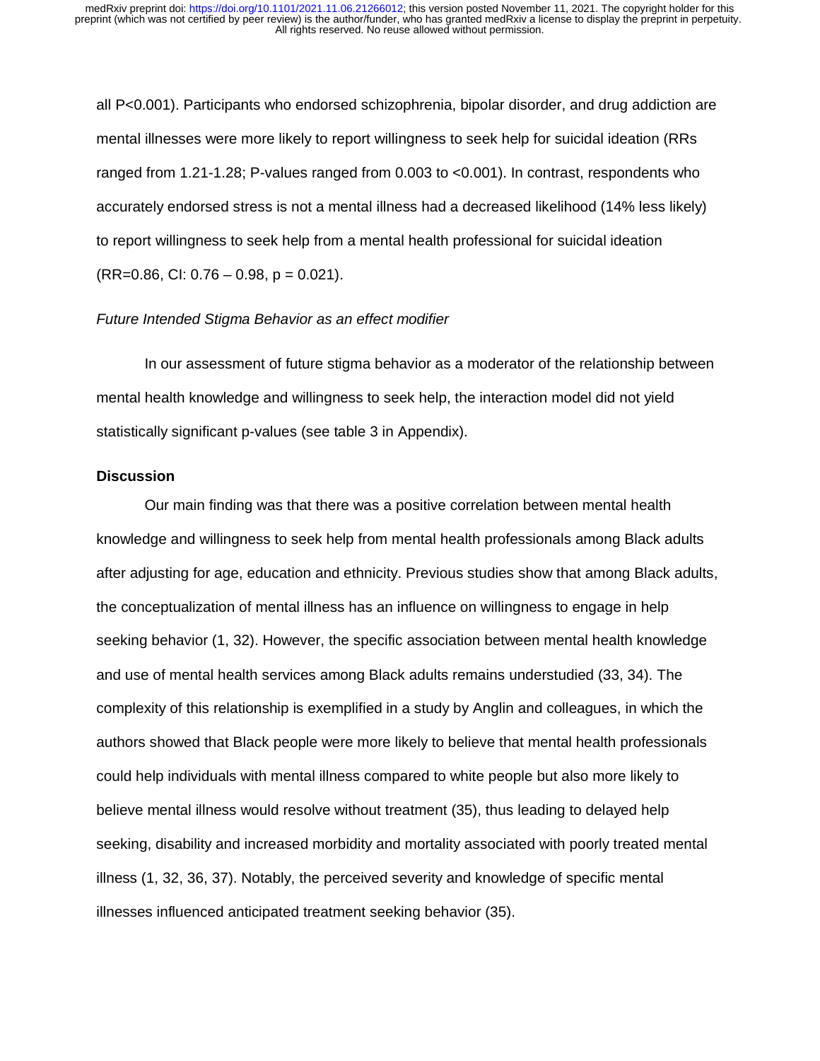all P<0.001). Participants who endorsed schizophrenia, bipolar disorder, and drug addiction are mental illnesses were more likely to report willingness to seek help for suicidal ideation (RRs ranged from 1.21-1.28; P-values ranged from 0.003 to <0.001). In contrast, respondents who accurately endorsed stress is not a mental illness had a decreased likelihood (14% less likely) to report willingness to seek help from a mental health professional for suicidal ideation (RR=0.86, CI: 0.76 – 0.98, p = 0.021).

*Future Intended Stigma Behavior as an effect modifier*

In our assessment of future stigma behavior as a moderator of the relationship between mental health knowledge and willingness to seek help, the interaction model did not yield statistically significant p-values (see table 3 in Appendix).

## Discussion

Our main finding was that there was a positive correlation between mental health knowledge and willingness to seek help from mental health professionals among Black adults after adjusting for age, education and ethnicity. Previous studies show that among Black adults, the conceptualization of mental illness has an influence on willingness to engage in help seeking behavior (1, 32). However, the specific association between mental health knowledge and use of mental health services among Black adults remains understudied (33, 34). The complexity of this relationship is exemplified in a study by Anglin and colleagues, in which the authors showed that Black people were more likely to believe that mental health professionals could help individuals with mental illness compared to white people but also more likely to believe mental illness would resolve without treatment (35), thus leading to delayed help seeking, disability and increased morbidity and mortality associated with poorly treated mental illness (1, 32, 36, 37). Notably, the perceived severity and knowledge of specific mental illnesses influenced anticipated treatment seeking behavior (35).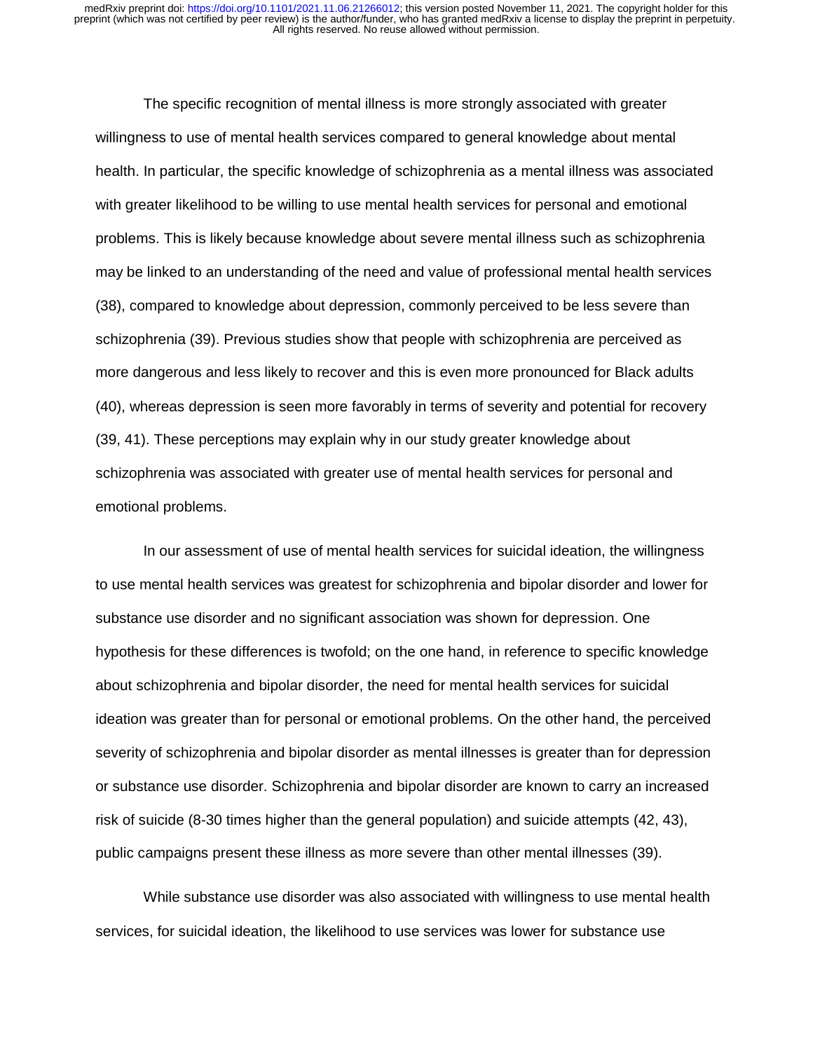The specific recognition of mental illness is more strongly associated with greater willingness to use of mental health services compared to general knowledge about mental health. In particular, the specific knowledge of schizophrenia as a mental illness was associated with greater likelihood to be willing to use mental health services for personal and emotional problems. This is likely because knowledge about severe mental illness such as schizophrenia may be linked to an understanding of the need and value of professional mental health services (38), compared to knowledge about depression, commonly perceived to be less severe than schizophrenia (39). Previous studies show that people with schizophrenia are perceived as more dangerous and less likely to recover and this is even more pronounced for Black adults (40), whereas depression is seen more favorably in terms of severity and potential for recovery (39, 41). These perceptions may explain why in our study greater knowledge about schizophrenia was associated with greater use of mental health services for personal and emotional problems.

In our assessment of use of mental health services for suicidal ideation, the willingness to use mental health services was greatest for schizophrenia and bipolar disorder and lower for substance use disorder and no significant association was shown for depression. One hypothesis for these differences is twofold; on the one hand, in reference to specific knowledge about schizophrenia and bipolar disorder, the need for mental health services for suicidal ideation was greater than for personal or emotional problems. On the other hand, the perceived severity of schizophrenia and bipolar disorder as mental illnesses is greater than for depression or substance use disorder. Schizophrenia and bipolar disorder are known to carry an increased risk of suicide (8-30 times higher than the general population) and suicide attempts (42, 43), public campaigns present these illness as more severe than other mental illnesses (39).

While substance use disorder was also associated with willingness to use mental health services, for suicidal ideation, the likelihood to use services was lower for substance use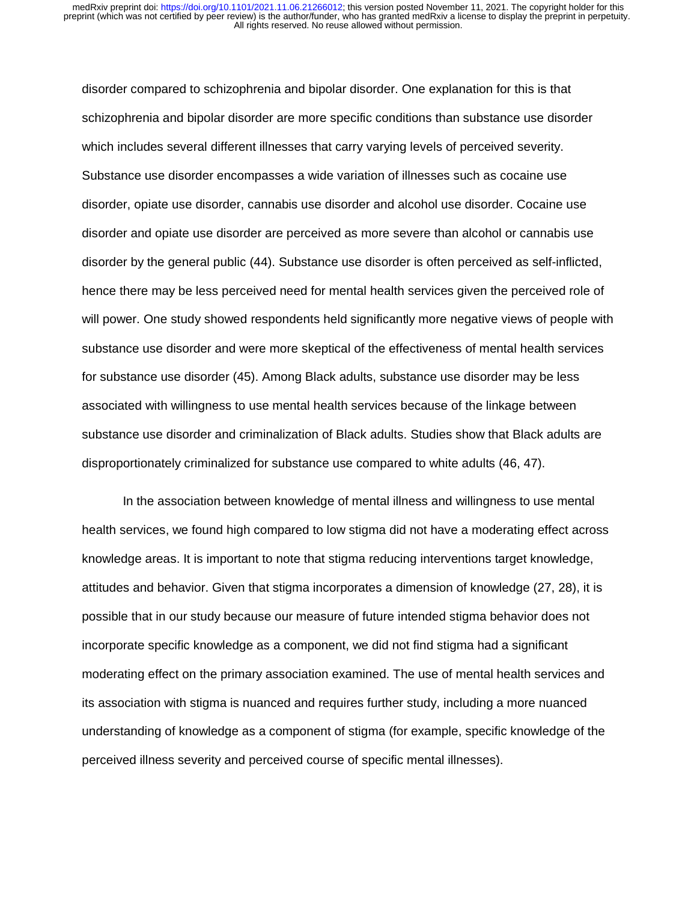disorder compared to schizophrenia and bipolar disorder. One explanation for this is that schizophrenia and bipolar disorder are more specific conditions than substance use disorder which includes several different illnesses that carry varying levels of perceived severity. Substance use disorder encompasses a wide variation of illnesses such as cocaine use disorder, opiate use disorder, cannabis use disorder and alcohol use disorder. Cocaine use disorder and opiate use disorder are perceived as more severe than alcohol or cannabis use disorder by the general public (44). Substance use disorder is often perceived as self-inflicted, hence there may be less perceived need for mental health services given the perceived role of will power. One study showed respondents held significantly more negative views of people with substance use disorder and were more skeptical of the effectiveness of mental health services for substance use disorder (45). Among Black adults, substance use disorder may be less associated with willingness to use mental health services because of the linkage between substance use disorder and criminalization of Black adults. Studies show that Black adults are disproportionately criminalized for substance use compared to white adults (46, 47).

In the association between knowledge of mental illness and willingness to use mental health services, we found high compared to low stigma did not have a moderating effect across knowledge areas. It is important to note that stigma reducing interventions target knowledge, attitudes and behavior. Given that stigma incorporates a dimension of knowledge (27, 28), it is possible that in our study because our measure of future intended stigma behavior does not incorporate specific knowledge as a component, we did not find stigma had a significant moderating effect on the primary association examined. The use of mental health services and its association with stigma is nuanced and requires further study, including a more nuanced understanding of knowledge as a component of stigma (for example, specific knowledge of the perceived illness severity and perceived course of specific mental illnesses).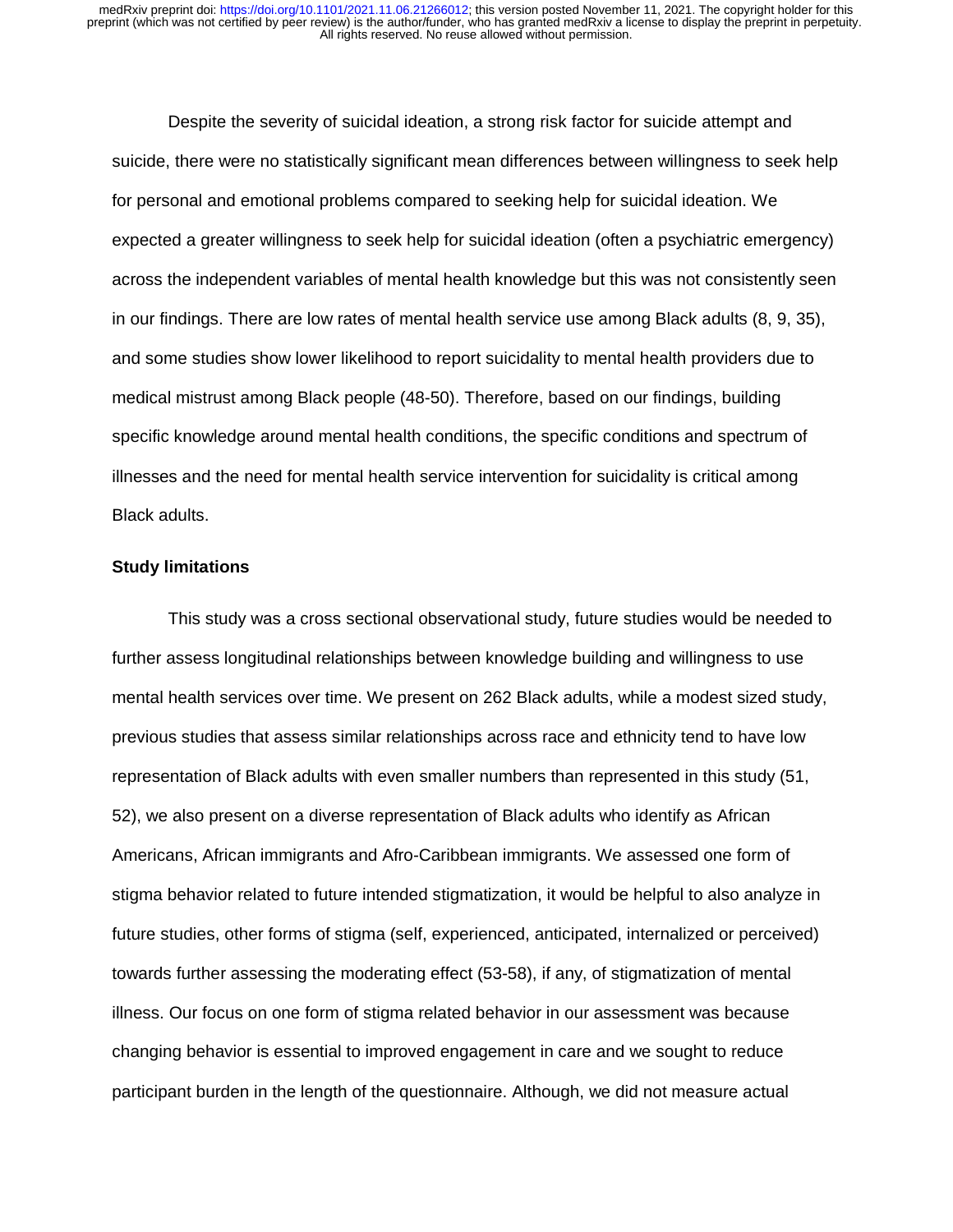Despite the severity of suicidal ideation, a strong risk factor for suicide attempt and suicide, there were no statistically significant mean differences between willingness to seek help for personal and emotional problems compared to seeking help for suicidal ideation. We expected a greater willingness to seek help for suicidal ideation (often a psychiatric emergency) across the independent variables of mental health knowledge but this was not consistently seen in our findings. There are low rates of mental health service use among Black adults (8, 9, 35), and some studies show lower likelihood to report suicidality to mental health providers due to medical mistrust among Black people (48-50). Therefore, based on our findings, building specific knowledge around mental health conditions, the specific conditions and spectrum of illnesses and the need for mental health service intervention for suicidality is critical among Black adults.

**Study limitations**

This study was a cross sectional observational study, future studies would be needed to further assess longitudinal relationships between knowledge building and willingness to use mental health services over time. We present on 262 Black adults, while a modest sized study, previous studies that assess similar relationships across race and ethnicity tend to have low representation of Black adults with even smaller numbers than represented in this study (51, 52), we also present on a diverse representation of Black adults who identify as African Americans, African immigrants and Afro-Caribbean immigrants. We assessed one form of stigma behavior related to future intended stigmatization, it would be helpful to also analyze in future studies, other forms of stigma (self, experienced, anticipated, internalized or perceived) towards further assessing the moderating effect (53-58), if any, of stigmatization of mental illness. Our focus on one form of stigma related behavior in our assessment was because changing behavior is essential to improved engagement in care and we sought to reduce participant burden in the length of the questionnaire. Although, we did not measure actual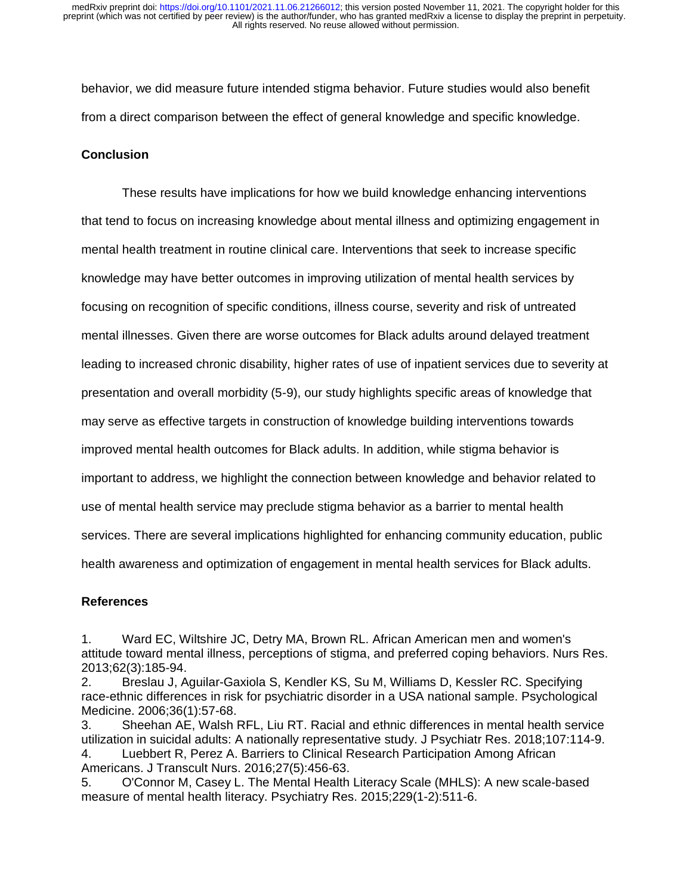behavior, we did measure future intended stigma behavior. Future studies would also benefit from a direct comparison between the effect of general knowledge and specific knowledge.

## Conclusion

These results have implications for how we build knowledge enhancing interventions that tend to focus on increasing knowledge about mental illness and optimizing engagement in mental health treatment in routine clinical care. Interventions that seek to increase specific knowledge may have better outcomes in improving utilization of mental health services by focusing on recognition of specific conditions, illness course, severity and risk of untreated mental illnesses. Given there are worse outcomes for Black adults around delayed treatment leading to increased chronic disability, higher rates of use of inpatient services due to severity at presentation and overall morbidity (5-9), our study highlights specific areas of knowledge that may serve as effective targets in construction of knowledge building interventions towards improved mental health outcomes for Black adults. In addition, while stigma behavior is important to address, we highlight the connection between knowledge and behavior related to use of mental health service may preclude stigma behavior as a barrier to mental health services. There are several implications highlighted for enhancing community education, public health awareness and optimization of engagement in mental health services for Black adults.

## References

1. Ward EC, Wiltshire JC, Detry MA, Brown RL. African American men and women's attitude toward mental illness, perceptions of stigma, and preferred coping behaviors. Nurs Res. 2013;62(3):185-94.
2. Breslau J, Aguilar-Gaxiola S, Kendler KS, Su M, Williams D, Kessler RC. Specifying race-ethnic differences in risk for psychiatric disorder in a USA national sample. Psychological Medicine. 2006;36(1):57-68.
3. Sheehan AE, Walsh RFL, Liu RT. Racial and ethnic differences in mental health service utilization in suicidal adults: A nationally representative study. J Psychiatr Res. 2018;107:114-9.
4. Luebbert R, Perez A. Barriers to Clinical Research Participation Among African Americans. J Transcult Nurs. 2016;27(5):456-63.
5. O'Connor M, Casey L. The Mental Health Literacy Scale (MHLS): A new scale-based measure of mental health literacy. Psychiatry Res. 2015;229(1-2):511-6.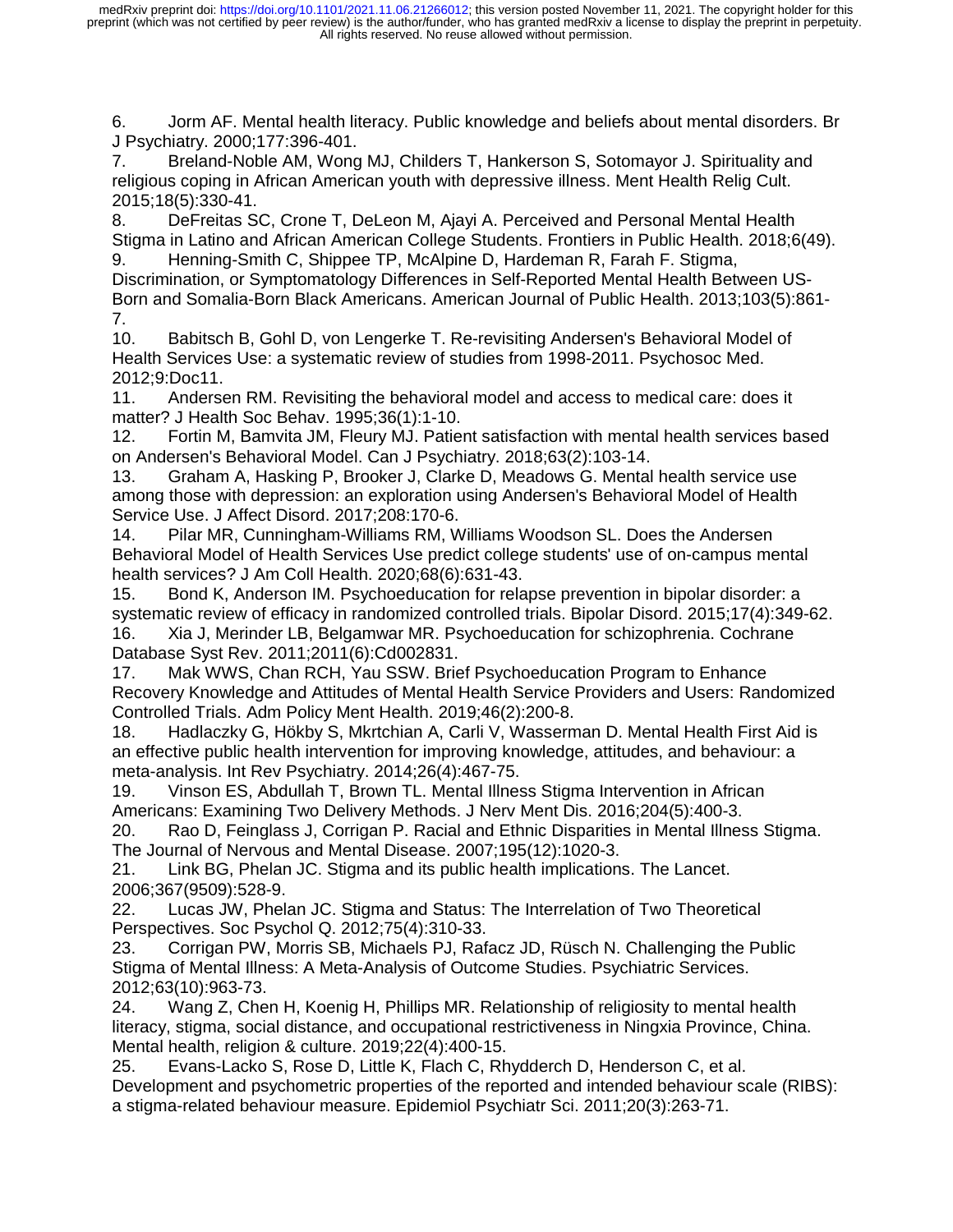6. Jorm AF. Mental health literacy. Public knowledge and beliefs about mental disorders. Br J Psychiatry. 2000;177:396-401.
7. Breland-Noble AM, Wong MJ, Childers T, Hankerson S, Sotomayor J. Spirituality and religious coping in African American youth with depressive illness. Ment Health Relig Cult. 2015;18(5):330-41.
8. DeFreitas SC, Crone T, DeLeon M, Ajayi A. Perceived and Personal Mental Health Stigma in Latino and African American College Students. Frontiers in Public Health. 2018;6(49).
9. Henning-Smith C, Shippee TP, McAlpine D, Hardeman R, Farah F. Stigma, Discrimination, or Symptomatology Differences in Self-Reported Mental Health Between US-Born and Somalia-Born Black Americans. American Journal of Public Health. 2013;103(5):861-7.
10. Babitsch B, Gohl D, von Lengerke T. Re-revisiting Andersen's Behavioral Model of Health Services Use: a systematic review of studies from 1998-2011. Psychosoc Med. 2012;9:Doc11.
11. Andersen RM. Revisiting the behavioral model and access to medical care: does it matter? J Health Soc Behav. 1995;36(1):1-10.
12. Fortin M, Bamvita JM, Fleury MJ. Patient satisfaction with mental health services based on Andersen's Behavioral Model. Can J Psychiatry. 2018;63(2):103-14.
13. Graham A, Hasking P, Brooker J, Clarke D, Meadows G. Mental health service use among those with depression: an exploration using Andersen's Behavioral Model of Health Service Use. J Affect Disord. 2017;208:170-6.
14. Pilar MR, Cunningham-Williams RM, Williams Woodson SL. Does the Andersen Behavioral Model of Health Services Use predict college students' use of on-campus mental health services? J Am Coll Health. 2020;68(6):631-43.
15. Bond K, Anderson IM. Psychoeducation for relapse prevention in bipolar disorder: a systematic review of efficacy in randomized controlled trials. Bipolar Disord. 2015;17(4):349-62.
16. Xia J, Merinder LB, Belgamwar MR. Psychoeducation for schizophrenia. Cochrane Database Syst Rev. 2011;2011(6):Cd002831.
17. Mak WWS, Chan RCH, Yau SSW. Brief Psychoeducation Program to Enhance Recovery Knowledge and Attitudes of Mental Health Service Providers and Users: Randomized Controlled Trials. Adm Policy Ment Health. 2019;46(2):200-8.
18. Hadlaczky G, Hökby S, Mkrtchian A, Carli V, Wasserman D. Mental Health First Aid is an effective public health intervention for improving knowledge, attitudes, and behaviour: a meta-analysis. Int Rev Psychiatry. 2014;26(4):467-75.
19. Vinson ES, Abdullah T, Brown TL. Mental Illness Stigma Intervention in African Americans: Examining Two Delivery Methods. J Nerv Ment Dis. 2016;204(5):400-3.
20. Rao D, Feinglass J, Corrigan P. Racial and Ethnic Disparities in Mental Illness Stigma. The Journal of Nervous and Mental Disease. 2007;195(12):1020-3.
21. Link BG, Phelan JC. Stigma and its public health implications. The Lancet. 2006;367(9509):528-9.
22. Lucas JW, Phelan JC. Stigma and Status: The Interrelation of Two Theoretical Perspectives. Soc Psychol Q. 2012;75(4):310-33.
23. Corrigan PW, Morris SB, Michaels PJ, Rafacz JD, Rüsch N. Challenging the Public Stigma of Mental Illness: A Meta-Analysis of Outcome Studies. Psychiatric Services. 2012;63(10):963-73.
24. Wang Z, Chen H, Koenig H, Phillips MR. Relationship of religiosity to mental health literacy, stigma, social distance, and occupational restrictiveness in Ningxia Province, China. Mental health, religion & culture. 2019;22(4):400-15.
25. Evans-Lacko S, Rose D, Little K, Flach C, Rhydderch D, Henderson C, et al. Development and psychometric properties of the reported and intended behaviour scale (RIBS): a stigma-related behaviour measure. Epidemiol Psychiatr Sci. 2011;20(3):263-71.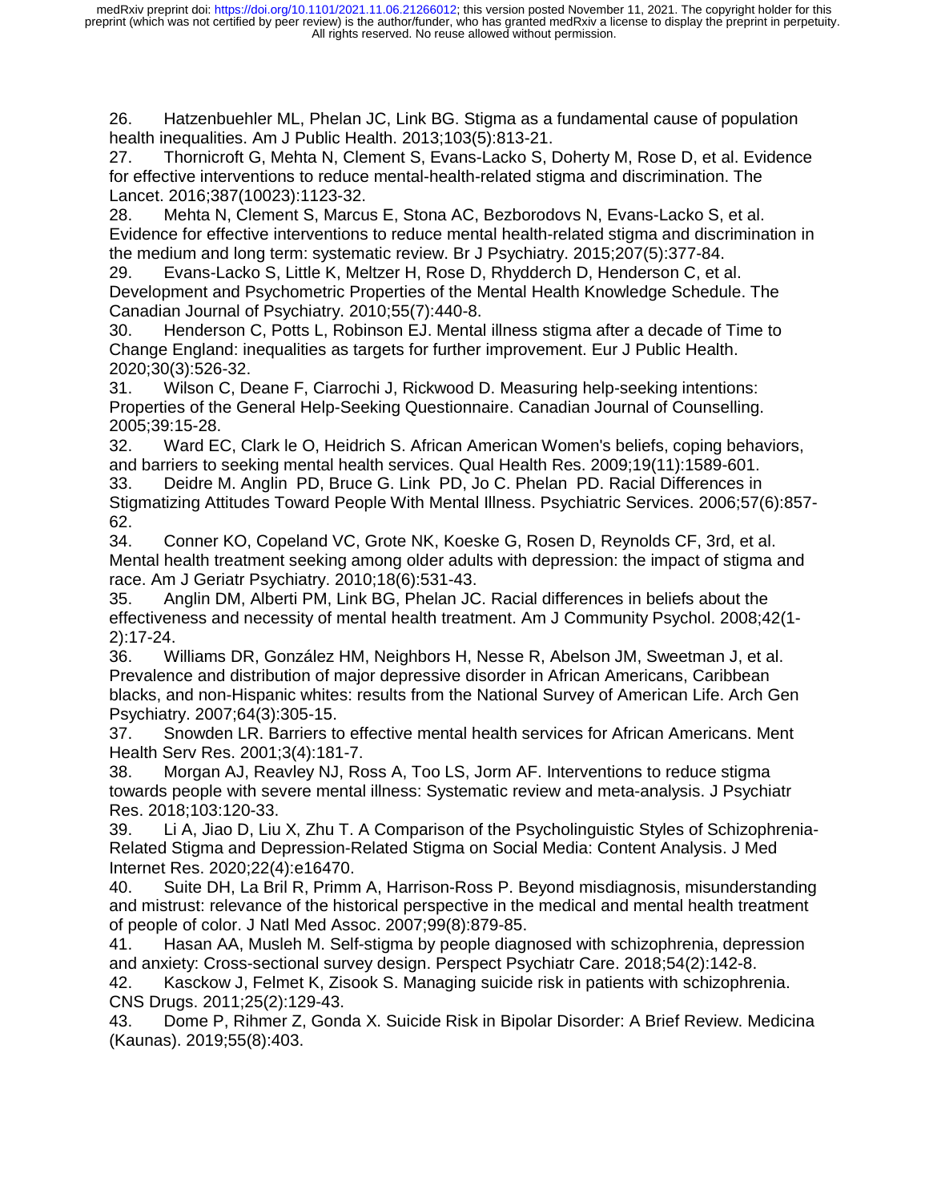26. Hatzenbuehler ML, Phelan JC, Link BG. Stigma as a fundamental cause of population health inequalities. Am J Public Health. 2013;103(5):813-21.

27. Thornicroft G, Mehta N, Clement S, Evans-Lacko S, Doherty M, Rose D, et al. Evidence for effective interventions to reduce mental-health-related stigma and discrimination. The Lancet. 2016;387(10023):1123-32.

28. Mehta N, Clement S, Marcus E, Stona AC, Bezborodovs N, Evans-Lacko S, et al. Evidence for effective interventions to reduce mental health-related stigma and discrimination in the medium and long term: systematic review. Br J Psychiatry. 2015;207(5):377-84.

29. Evans-Lacko S, Little K, Meltzer H, Rose D, Rhydderch D, Henderson C, et al. Development and Psychometric Properties of the Mental Health Knowledge Schedule. The Canadian Journal of Psychiatry. 2010;55(7):440-8.

30. Henderson C, Potts L, Robinson EJ. Mental illness stigma after a decade of Time to Change England: inequalities as targets for further improvement. Eur J Public Health. 2020;30(3):526-32.

31. Wilson C, Deane F, Ciarrochi J, Rickwood D. Measuring help-seeking intentions: Properties of the General Help-Seeking Questionnaire. Canadian Journal of Counselling. 2005;39:15-28.

32. Ward EC, Clark le O, Heidrich S. African American Women's beliefs, coping behaviors, and barriers to seeking mental health services. Qual Health Res. 2009;19(11):1589-601.

33. Deidre M. Anglin PD, Bruce G. Link PD, Jo C. Phelan PD. Racial Differences in Stigmatizing Attitudes Toward People With Mental Illness. Psychiatric Services. 2006;57(6):857-62.

34. Conner KO, Copeland VC, Grote NK, Koeske G, Rosen D, Reynolds CF, 3rd, et al. Mental health treatment seeking among older adults with depression: the impact of stigma and race. Am J Geriatr Psychiatry. 2010;18(6):531-43.

35. Anglin DM, Alberti PM, Link BG, Phelan JC. Racial differences in beliefs about the effectiveness and necessity of mental health treatment. Am J Community Psychol. 2008;42(1-2):17-24.

36. Williams DR, González HM, Neighbors H, Nesse R, Abelson JM, Sweetman J, et al. Prevalence and distribution of major depressive disorder in African Americans, Caribbean blacks, and non-Hispanic whites: results from the National Survey of American Life. Arch Gen Psychiatry. 2007;64(3):305-15.

37. Snowden LR. Barriers to effective mental health services for African Americans. Ment Health Serv Res. 2001;3(4):181-7.

38. Morgan AJ, Reavley NJ, Ross A, Too LS, Jorm AF. Interventions to reduce stigma towards people with severe mental illness: Systematic review and meta-analysis. J Psychiatr Res. 2018;103:120-33.

39. Li A, Jiao D, Liu X, Zhu T. A Comparison of the Psycholinguistic Styles of Schizophrenia-Related Stigma and Depression-Related Stigma on Social Media: Content Analysis. J Med Internet Res. 2020;22(4):e16470.

40. Suite DH, La Bril R, Primm A, Harrison-Ross P. Beyond misdiagnosis, misunderstanding and mistrust: relevance of the historical perspective in the medical and mental health treatment of people of color. J Natl Med Assoc. 2007;99(8):879-85.

41. Hasan AA, Musleh M. Self-stigma by people diagnosed with schizophrenia, depression and anxiety: Cross-sectional survey design. Perspect Psychiatr Care. 2018;54(2):142-8.

42. Kasckow J, Felmet K, Zisook S. Managing suicide risk in patients with schizophrenia. CNS Drugs. 2011;25(2):129-43.

43. Dome P, Rihmer Z, Gonda X. Suicide Risk in Bipolar Disorder: A Brief Review. Medicina (Kaunas). 2019;55(8):403.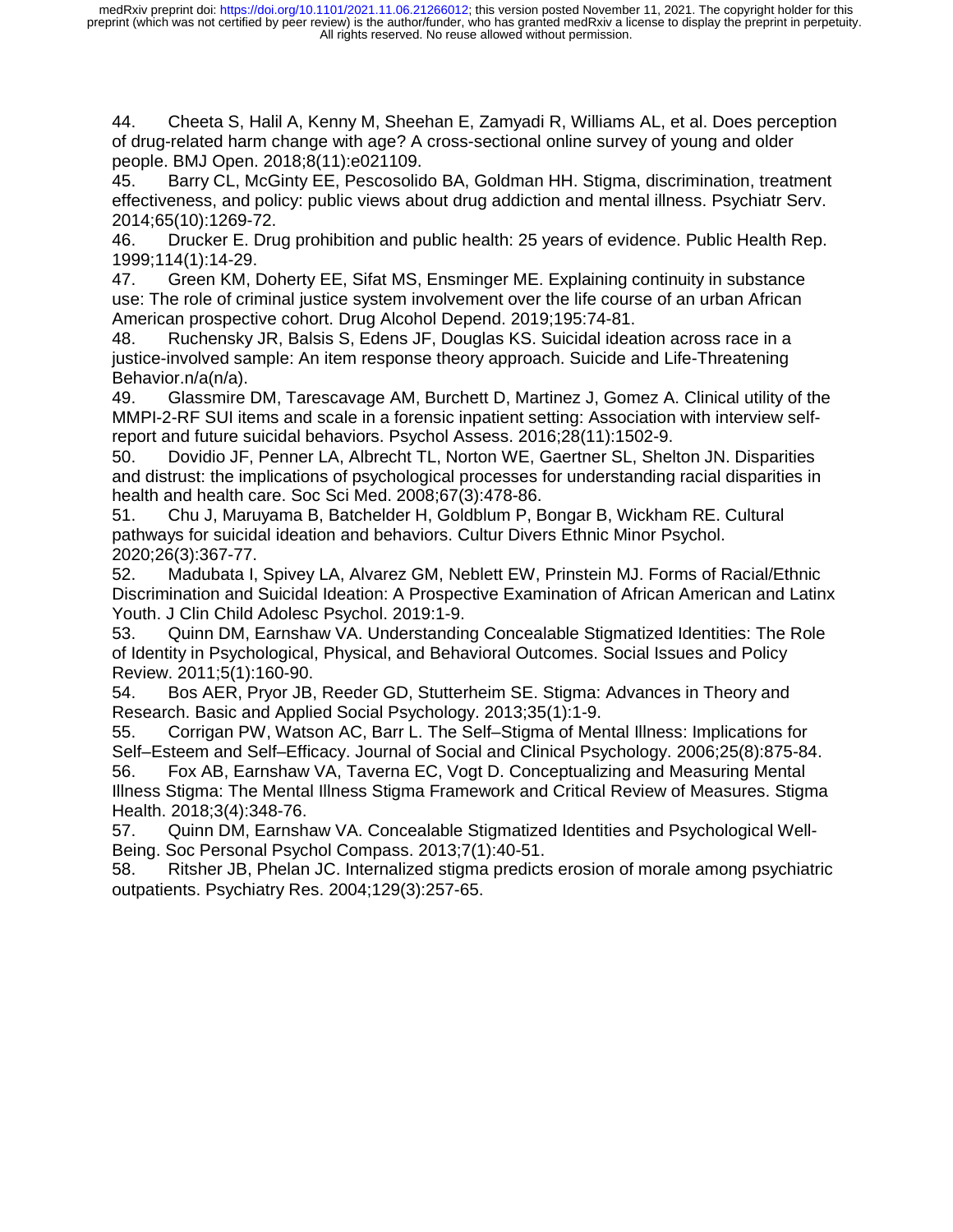44. Cheeta S, Halil A, Kenny M, Sheehan E, Zamyadi R, Williams AL, et al. Does perception of drug-related harm change with age? A cross-sectional online survey of young and older people. BMJ Open. 2018;8(11):e021109.

45. Barry CL, McGinty EE, Pescosolido BA, Goldman HH. Stigma, discrimination, treatment effectiveness, and policy: public views about drug addiction and mental illness. Psychiatr Serv. 2014;65(10):1269-72.

46. Drucker E. Drug prohibition and public health: 25 years of evidence. Public Health Rep. 1999;114(1):14-29.

47. Green KM, Doherty EE, Sifat MS, Ensminger ME. Explaining continuity in substance use: The role of criminal justice system involvement over the life course of an urban African American prospective cohort. Drug Alcohol Depend. 2019;195:74-81.

48. Ruchensky JR, Balsis S, Edens JF, Douglas KS. Suicidal ideation across race in a justice-involved sample: An item response theory approach. Suicide and Life-Threatening Behavior.n/a(n/a).

49. Glassmire DM, Tarescavage AM, Burchett D, Martinez J, Gomez A. Clinical utility of the MMPI-2-RF SUI items and scale in a forensic inpatient setting: Association with interview self-report and future suicidal behaviors. Psychol Assess. 2016;28(11):1502-9.

50. Dovidio JF, Penner LA, Albrecht TL, Norton WE, Gaertner SL, Shelton JN. Disparities and distrust: the implications of psychological processes for understanding racial disparities in health and health care. Soc Sci Med. 2008;67(3):478-86.

51. Chu J, Maruyama B, Batchelder H, Goldblum P, Bongar B, Wickham RE. Cultural pathways for suicidal ideation and behaviors. Cultur Divers Ethnic Minor Psychol. 2020;26(3):367-77.

52. Madubata I, Spivey LA, Alvarez GM, Neblett EW, Prinstein MJ. Forms of Racial/Ethnic Discrimination and Suicidal Ideation: A Prospective Examination of African American and Latinx Youth. J Clin Child Adolesc Psychol. 2019:1-9.

53. Quinn DM, Earnshaw VA. Understanding Concealable Stigmatized Identities: The Role of Identity in Psychological, Physical, and Behavioral Outcomes. Social Issues and Policy Review. 2011;5(1):160-90.

54. Bos AER, Pryor JB, Reeder GD, Stutterheim SE. Stigma: Advances in Theory and Research. Basic and Applied Social Psychology. 2013;35(1):1-9.

55. Corrigan PW, Watson AC, Barr L. The Self–Stigma of Mental Illness: Implications for Self–Esteem and Self–Efficacy. Journal of Social and Clinical Psychology. 2006;25(8):875-84.

56. Fox AB, Earnshaw VA, Taverna EC, Vogt D. Conceptualizing and Measuring Mental Illness Stigma: The Mental Illness Stigma Framework and Critical Review of Measures. Stigma Health. 2018;3(4):348-76.

57. Quinn DM, Earnshaw VA. Concealable Stigmatized Identities and Psychological Well-Being. Soc Personal Psychol Compass. 2013;7(1):40-51.

58. Ritsher JB, Phelan JC. Internalized stigma predicts erosion of morale among psychiatric outpatients. Psychiatry Res. 2004;129(3):257-65.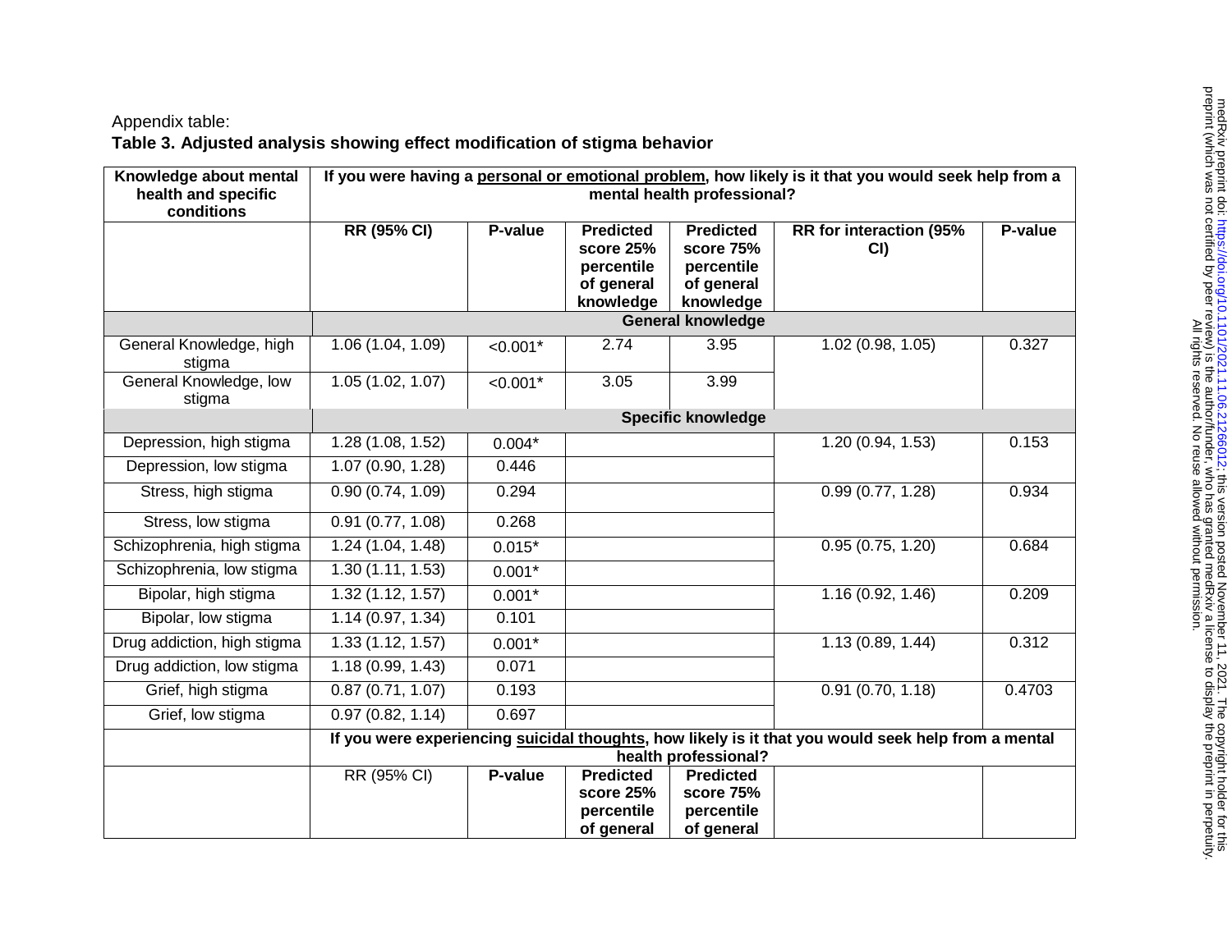Appendix table:

**Table 3. Adjusted analysis showing effect modification of stigma behavior**

| Knowledge about mental health and specific conditions | If you were having a personal or emotional problem, how likely is it that you would seek help from a mental health professional? | | | | | |
|---|---|---|---|---|---|---|
| | **RR (95% CI)** | **P-value** | **Predicted score 25% percentile of general knowledge** | **Predicted score 75% percentile of general knowledge** | **RR for interaction (95% CI)** | **P-value** |
| | **General knowledge** | | | | | |
| General Knowledge, high stigma | 1.06 (1.04, 1.09) | <0.001* | 2.74 | 3.95 | 1.02 (0.98, 1.05) | 0.327 |
| General Knowledge, low stigma | 1.05 (1.02, 1.07) | <0.001* | 3.05 | 3.99 | | |
| | **Specific knowledge** | | | | | |
| Depression, high stigma | 1.28 (1.08, 1.52) | 0.004* | | | 1.20 (0.94, 1.53) | 0.153 |
| Depression, low stigma | 1.07 (0.90, 1.28) | 0.446 | | | | |
| Stress, high stigma | 0.90 (0.74, 1.09) | 0.294 | | | 0.99 (0.77, 1.28) | 0.934 |
| Stress, low stigma | 0.91 (0.77, 1.08) | 0.268 | | | | |
| Schizophrenia, high stigma | 1.24 (1.04, 1.48) | 0.015* | | | 0.95 (0.75, 1.20) | 0.684 |
| Schizophrenia, low stigma | 1.30 (1.11, 1.53) | 0.001* | | | | |
| Bipolar, high stigma | 1.32 (1.12, 1.57) | 0.001* | | | 1.16 (0.92, 1.46) | 0.209 |
| Bipolar, low stigma | 1.14 (0.97, 1.34) | 0.101 | | | | |
| Drug addiction, high stigma | 1.33 (1.12, 1.57) | 0.001* | | | 1.13 (0.89, 1.44) | 0.312 |
| Drug addiction, low stigma | 1.18 (0.99, 1.43) | 0.071 | | | | |
| Grief, high stigma | 0.87 (0.71, 1.07) | 0.193 | | | 0.91 (0.70, 1.18) | 0.4703 |
| Grief, low stigma | 0.97 (0.82, 1.14) | 0.697 | | | | |
| | **If you were experiencing suicidal thoughts, how likely is it that you would seek help from a mental health professional?** | | | | | |
| | RR (95% CI) | **P-value** | **Predicted score 25% percentile of general** | **Predicted score 75% percentile of general** | | |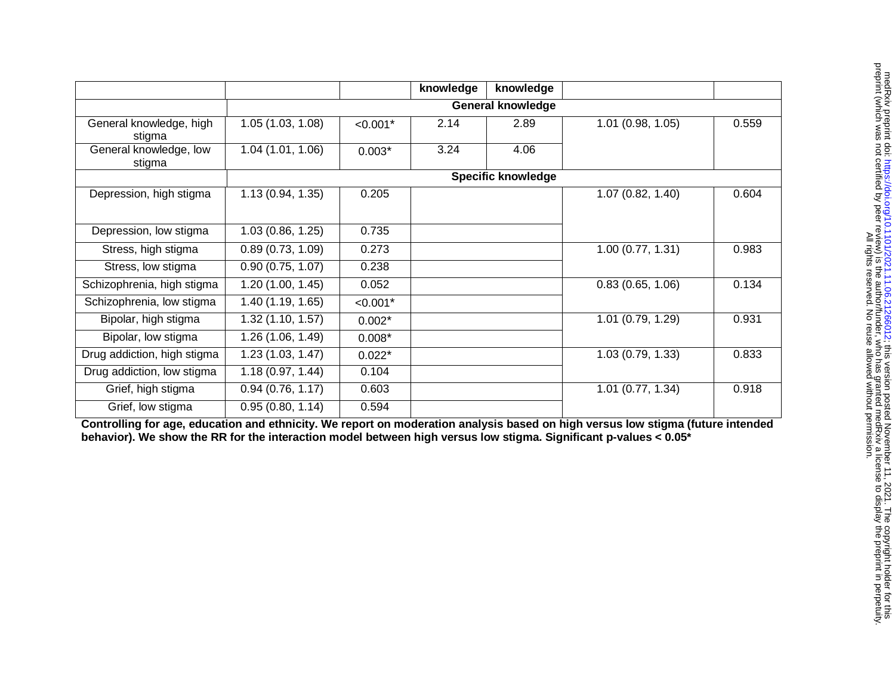| | | | knowledge | knowledge | | |
|---|---|---|---|---|---|---|
| | General knowledge | | | | | |
| General knowledge, high stigma | 1.05 (1.03, 1.08) | <0.001* | 2.14 | 2.89 | 1.01 (0.98, 1.05) | 0.559 |
| General knowledge, low stigma | 1.04 (1.01, 1.06) | 0.003* | 3.24 | 4.06 | | |
| | Specific knowledge | | | | | |
| Depression, high stigma | 1.13 (0.94, 1.35) | 0.205 | | | 1.07 (0.82, 1.40) | 0.604 |
| Depression, low stigma | 1.03 (0.86, 1.25) | 0.735 | | | | |
| Stress, high stigma | 0.89 (0.73, 1.09) | 0.273 | | | 1.00 (0.77, 1.31) | 0.983 |
| Stress, low stigma | 0.90 (0.75, 1.07) | 0.238 | | | | |
| Schizophrenia, high stigma | 1.20 (1.00, 1.45) | 0.052 | | | 0.83 (0.65, 1.06) | 0.134 |
| Schizophrenia, low stigma | 1.40 (1.19, 1.65) | <0.001* | | | | |
| Bipolar, high stigma | 1.32 (1.10, 1.57) | 0.002* | | | 1.01 (0.79, 1.29) | 0.931 |
| Bipolar, low stigma | 1.26 (1.06, 1.49) | 0.008* | | | | |
| Drug addiction, high stigma | 1.23 (1.03, 1.47) | 0.022* | | | 1.03 (0.79, 1.33) | 0.833 |
| Drug addiction, low stigma | 1.18 (0.97, 1.44) | 0.104 | | | | |
| Grief, high stigma | 0.94 (0.76, 1.17) | 0.603 | | | 1.01 (0.77, 1.34) | 0.918 |
| Grief, low stigma | 0.95 (0.80, 1.14) | 0.594 | | | | |

**Controlling for age, education and ethnicity. We report on moderation analysis based on high versus low stigma (future intended behavior). We show the RR for the interaction model between high versus low stigma. Significant p-values < 0.05***